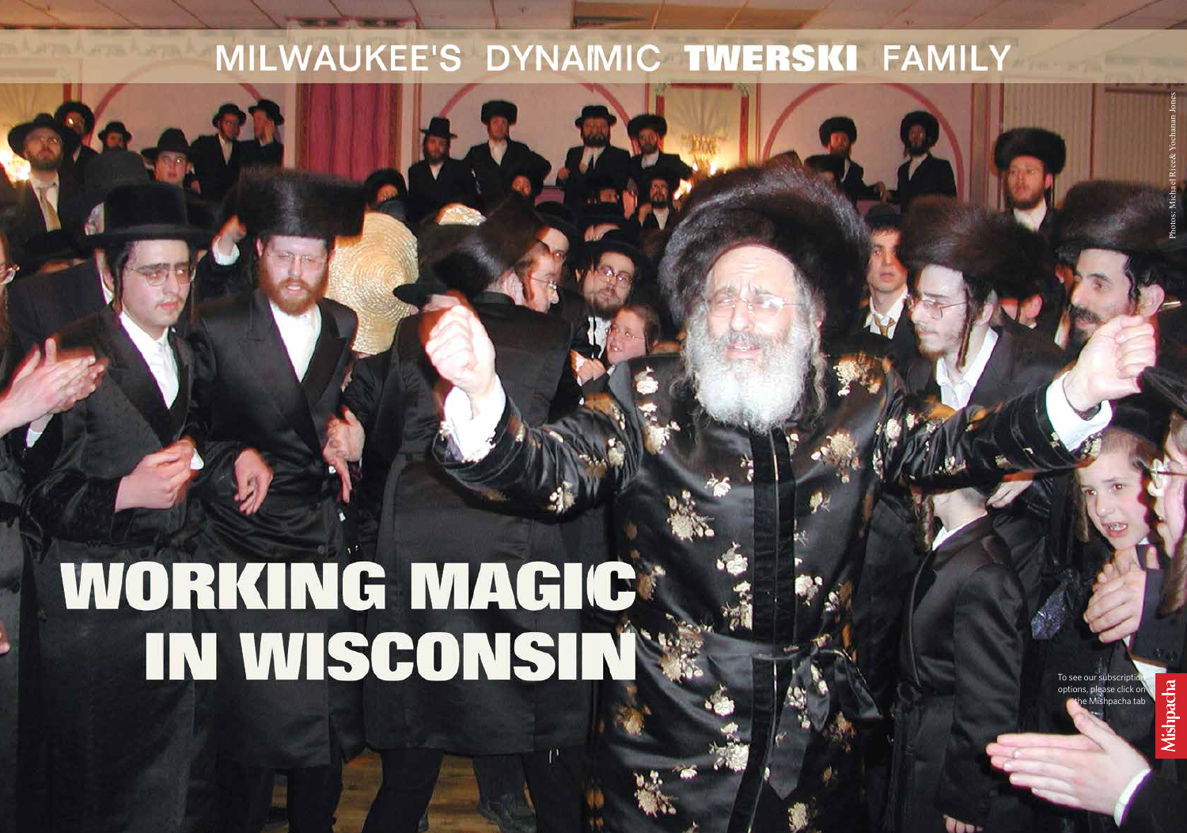MILWAUKEE'S DYNAMIC **TWERSKI** FAMILY

# WORKING MAGIC IN WISCONSIN

Photos: Michael Rice& Yochanan Jones

To see our subscription options, please click on the Mishpacha tab

Mishpacha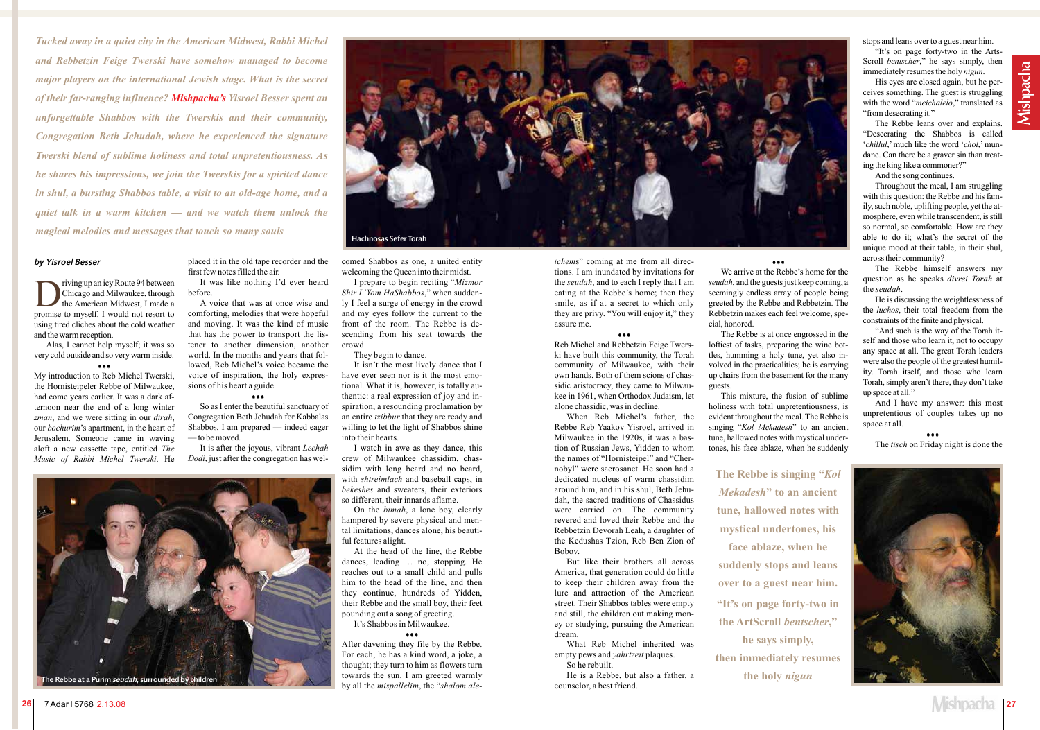*Tucked away in a quiet city in the American Midwest, Rabbi Michel and Rebbetzin Feige Twerski have somehow managed to become major players on the international Jewish stage. What is the secret of their far-ranging influence? **Mishpacha's** Yisroel Besser spent an unforgettable Shabbos with the Twerskis and their community, Congregation Beth Jehudah, where he experienced the signature Twerski blend of sublime holiness and total unpretentiousness. As he shares his impressions, we join the Twerskis for a spirited dance in shul, a bursting Shabbos table, a visit to an old-age home, and a quiet talk in a warm kitchen — and we watch them unlock the magical melodies and messages that touch so many souls*

Hachnosas Sefer Torah

***by Yisroel Besser***

Driving up an icy Route 94 between Chicago and Milwaukee, through the American Midwest, I made a promise to myself. I would not resort to using tired cliches about the cold weather and the warm reception.

Alas, I cannot help myself; it was so very cold outside and so very warm inside.

•••

My introduction to Reb Michel Twerski, the Hornisteipeler Rebbe of Milwaukee, had come years earlier. It was a dark afternoon near the end of a long winter *zman*, and we were sitting in our *dirah*, our *bochurim*'s apartment, in the heart of Jerusalem. Someone came in waving aloft a new cassette tape, entitled *The Music of Rabbi Michel Twerski*. He placed it in the old tape recorder and the first few notes filled the air.

It was like nothing I'd ever heard before.

A voice that was at once wise and comforting, melodies that were hopeful and moving. It was the kind of music that has the power to transport the listener to another dimension, another world. In the months and years that followed, Reb Michel's voice became the voice of inspiration, the holy expressions of his heart a guide.

•••

So as I enter the beautiful sanctuary of Congregation Beth Jehudah for Kabbalas Shabbos, I am prepared — indeed eager — to be moved.

It is after the joyous, vibrant *Lechah Dodi*, just after the congregation has welcomed Shabbos as one, a united entity welcoming the Queen into their midst.

I prepare to begin reciting "*Mizmor Shir L'Yom HaShabbos*," when suddenly I feel a surge of energy in the crowd and my eyes follow the current to the front of the room. The Rebbe is descending from his seat towards the crowd.

They begin to dance.

It isn't the most lively dance that I have ever seen nor is it the most emotional. What it is, however, is totally authentic: a real expression of joy and inspiration, a resounding proclamation by an entire *tzibbur* that they are ready and willing to let the light of Shabbos shine into their hearts.

I watch in awe as they dance, this crew of Milwaukee chassidim, chassidim with long beard and no beard, with *shtreimlach* and baseball caps, in *bekeshes* and sweaters, their exteriors so different, their innards aflame.

On the *bimah*, a lone boy, clearly hampered by severe physical and mental limitations, dances alone, his beautiful features alight.

At the head of the line, the Rebbe dances, leading … no, stopping. He reaches out to a small child and pulls him to the head of the line, and then they continue, hundreds of Yidden, their Rebbe and the small boy, their feet pounding out a song of greeting.

It's Shabbos in Milwaukee.

•••

After davening they file by the Rebbe. For each, he has a kind word, a joke, a thought; they turn to him as flowers turn towards the sun. I am greeted warmly by all the *mispallelim*, the "*shalom alechems*" coming at me from all directions. I am inundated by invitations for the *seudah*, and to each I reply that I am eating at the Rebbe's home; then they smile, as if at a secret to which only they are privy. "You will enjoy it," they assure me.

The Rebbe at a Purim *seudah*, surrounded by children

•••

Reb Michel and Rebbetzin Feige Twerski have built this community, the Torah community of Milwaukee, with their own hands. Both of them scions of chassidic aristocracy, they came to Milwaukee in 1961, when Orthodox Judaism, let alone chassidic, was in decline.

When Reb Michel's father, the Rebbe Reb Yaakov Yisroel, arrived in Milwaukee in the 1920s, it was a bastion of Russian Jews, Yidden to whom the names of "Hornisteipel" and "Chernobyl" were sacrosanct. He soon had a dedicated nucleus of warm chassidim around him, and in his shul, Beth Jehudah, the sacred traditions of Chassidus were carried on. The community revered and loved their Rebbe and the Rebbetzin Devorah Leah, a daughter of the Kedushas Tzion, Reb Ben Zion of Bobov.

But like their brothers all across America, that generation could do little to keep their children away from the lure and attraction of the American street. Their Shabbos tables were empty and still, the children out making money or studying, pursuing the American dream.

What Reb Michel inherited was empty pews and *yahrtzeit* plaques.

So he rebuilt.

He is a Rebbe, but also a father, a counselor, a best friend.

•••

We arrive at the Rebbe's home for the *seudah*, and the guests just keep coming, a seemingly endless array of people being greeted by the Rebbe and Rebbetzin. The Rebbetzin makes each feel welcome, special, honored.

The Rebbe is at once engrossed in the loftiest of tasks, preparing the wine bottles, humming a holy tune, yet also involved in the practicalities; he is carrying up chairs from the basement for the many guests.

This mixture, the fusion of sublime holiness with total unpretentiousness, is evident throughout the meal. The Rebbe is singing "*Kol Mekadesh*" to an ancient tune, hallowed notes with mystical undertones, his face ablaze, when he suddenly stops and leans over to a guest near him.

"It's on page forty-two in the ArtScroll *bentscher*," he says simply, then immediately resumes the holy *nigun*.

**The Rebbe is singing "*Kol Mekadesh*" to an ancient tune, hallowed notes with mystical undertones, his face ablaze, when he suddenly stops and leans over to a guest near him. "It's on page forty-two in the ArtScroll *bentscher*," he says simply, then immediately resumes the holy *nigun***

His eyes are closed again, but he perceives something. The guest is struggling with the word "*meichalelo*," translated as "from desecrating it."

The Rebbe leans over and explains. "Desecrating the Shabbos is called '*chillul*,' much like the word '*chol*,' mundane. Can there be a graver sin than treating the king like a commoner?"

And the song continues.

Throughout the meal, I am struggling with this question: the Rebbe and his family, such noble, uplifting people, yet the atmosphere, even while transcendent, is still so normal, so comfortable. How are they able to do it; what's the secret of the unique mood at their table, in their shul, across their community?

The Rebbe himself answers my question as he speaks *divrei Torah* at the *seudah*.

He is discussing the weightlessness of the *luchos*, their total freedom from the constraints of the finite and physical.

"And such is the way of the Torah itself and those who learn it, not to occupy any space at all. The great Torah leaders were also the people of the greatest humility. Torah itself, and those who learn Torah, simply aren't there, they don't take up space at all."

And I have my answer: this most unpretentious of couples takes up no space at all.

•••

The *tisch* on Friday night is done the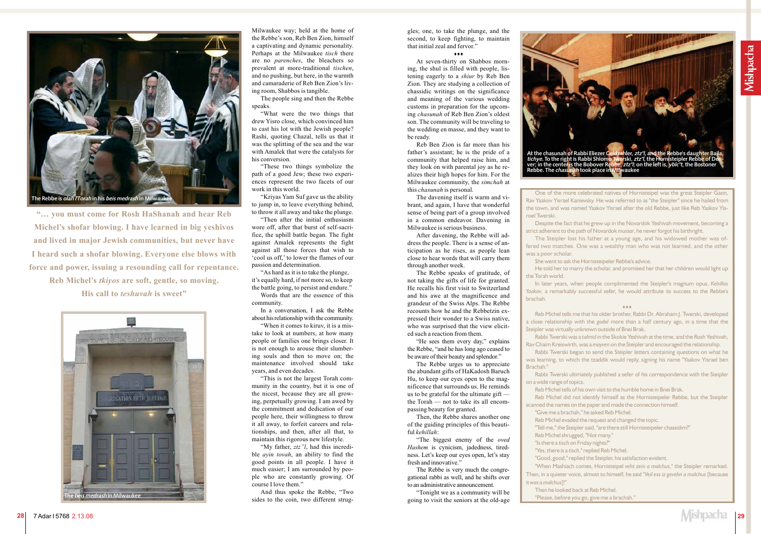The Rebbe is *olah l'Torah* in his *beis medrash* in Milwaukee

**"… you must come for Rosh HaShanah and hear Reb Michel's shofar blowing. I have learned in big yeshivos and lived in major Jewish communities, but never have I heard such a shofar blowing. Everyone else blows with force and power, issuing a resounding call for repentance. Reb Michel's *tkiyos* are soft, gentle, so moving. His call to *teshuvah* is sweet"**

The *beis medrash* in Milwaukee

Milwaukee way; held at the home of the Rebbe's son, Reb Ben Zion, himself a captivating and dynamic personality. Perhaps at the Milwaukee *tisch* there are no *parenches*, the bleachers so prevalent at more-traditional *tischen*, and no pushing, but here, in the warmth and camaraderie of Reb Ben Zion's living room, Shabbos is tangible.

The people sing and then the Rebbe speaks.

"What were the two things that drew Yisro close, which convinced him to cast his lot with the Jewish people? Rashi, quoting Chazal, tells us that it was the splitting of the sea and the war with Amalek that were the catalysts for his conversion.

"These two things symbolize the path of a good Jew; these two experiences represent the two facets of our work in this world.

"Kriyas Yam Suf gave us the ability to jump in, to leave everything behind, to throw it all away and take the plunge.

"Then after the initial enthusiasm wore off, after that burst of self-sacrifice, the uphill battle began. The fight against Amalek represents the fight against all those forces that wish to 'cool us off,' to lower the flames of our passion and determination.

"As hard as it is to take the plunge, it's equally hard, if not more so, to keep the battle going, to persist and endure."

Words that are the essence of this community.

In a conversation, I ask the Rebbe about his relationship with the community.

"When it comes to kiruv, it is a mistake to look at numbers, at how many people or families one brings closer. It is not enough to arouse their slumbering souls and then to move on; the maintenance involved should take years, and even decades.

"This is not the largest Torah community in the country, but it is one of the nicest, because they are all growing, perpetually growing. I am awed by the commitment and dedication of our people here, their willingness to throw it all away, to forfeit careers and relationships, and then, after all that, to maintain this rigorous new lifestyle.

"My father, *ztz"l*, had this incredible *ayin tovah*, an ability to find the good points in all people. I have it much easier; I am surrounded by people who are constantly growing. Of course I love them."

And thus spoke the Rebbe, "Two sides to the coin, two different struggles; one, to take the plunge, and the second, to keep fighting, to maintain that initial zeal and fervor."

•••

At seven-thirty on Shabbos morning, the shul is filled with people, listening eagerly to a *shiur* by Reb Ben Zion. They are studying a collection of chassidic writings on the significance and meaning of the various wedding customs in preparation for the upcoming *chasunah* of Reb Ben Zion's oldest son. The community will be traveling to the wedding en masse, and they want to be ready.

Reb Ben Zion is far more than his father's assistant; he is the pride of a community that helped raise him, and they look on with parental joy as he realizes their high hopes for him. For the Milwaukee community, the *simchah* at this *chasunah* is personal.

The davening itself is warm and vibrant, and again, I have that wonderful sense of being part of a group involved in a common endeavor. Davening in Milwaukee is serious business.

After davening, the Rebbe will address the people. There is a sense of anticipation as he rises, as people lean close to hear words that will carry them through another week.

The Rebbe speaks of gratitude, of not taking the gifts of life for granted. He recalls his first visit to Switzerland and his awe at the magnificence and grandeur of the Swiss Alps. The Rebbe recounts how he and the Rebbetzin expressed their wonder to a Swiss native, who was surprised that the view elicited such a reaction from them.

"He sees them every day," explains the Rebbe, "and he has long ago ceased to be aware of their beauty and splendor."

The Rebbe urges us to appreciate the abundant gifts of HaKadosh Baruch Hu, to keep our eyes open to the magnificence that surrounds us. He reminds us to be grateful for the ultimate gift — the Torah — not to take its all encompassing beauty for granted.

Then, the Rebbe shares another one of the guiding principles of this beautiful *kehillah*:

"The biggest enemy of the *oved Hashem* is cynicism, jadedness, tiredness. Let's keep our eyes open, let's stay fresh and innovative."

The Rebbe is very much the congregational rabbi as well, and he shifts over to an administrative announcement.

"Tonight we as a community will be going to visit the seniors at the old-age

**At the chasunah of Rabbi Eliezer Geldzahler, *ztz"l*, and the Rebbe's daughter Baila, *tichye*. To the right is Rabbi Shlomo Twerski, *ztz"l*, the Hornisteipler Rebbe of Denver; in the center is the Bobover Rebbe, *ztz"l*; on the left is, *yblc"t*, the Bostoner Rebbe. The *chasunah* took place in Milwaukee**

One of the more celebrated natives of Hornisteipel was the great Steipler Gaon, Rav Yaakov Yisrael Kanievsky. He was referred to as "the Steipler" since he hailed from the town, and was named Yaakov Yisrael after the old Rebbe, just like Reb Yaakov Yisroel Twerski.

Despite the fact that he grew up in the Novardok Yeshiva movement, becoming a strict adherent to the path of Novardok *mussar*, he never forgot his birthright.

The Steipler lost his father at a young age, and his widowed mother was offered two matches. One was a wealthy man who was not learned, and the other was a poor scholar.

She went to ask the Hornisteipeler Rebbe's advice.

He told her to marry the scholar, and promised her that her children would light up the Torah world.

In later years, when people complimented the Steipler's magnum opus, *Kehillos Yaakov*, a remarkably successful sefer, he would attribute its success to the Rebbe's brachah.

•••

Reb Michel tells me that his older brother, Rabbi Dr. Abraham J. Twerski, developed a close relationship with the *gadol* more than a half century ago, in a time that the Steipler was virtually unknown outside of Bnei Brak.

Rabbi Twerski was a *talmid* in the Skokie Yeshivah at the time, and the Rosh Yeshivah, Rav Chaim Kreiswirth, was a *mayven* on the Steipler and encouraged the relationship.

Rabbi Twerski began to send the Steipler letters containing questions on what he was learning, to which the tzaddik would reply, signing his name "Yaakov Yisrael ben Brachah."

Rabbi Twerski ultimately published a sefer of his correspondence with the Steipler on a wide range of topics.

Reb Michel tells of his own visit to the humble home in Bnei Brak.

Reb Michel did not identify himself as the Hornisteipeler Rebbe, but the Steipler scanned the names on the paper and made the connection himself.

"Give me a brachah," he asked Reb Michel.

Reb Michel evaded the request and changed the topic.

"Tell me," the Steipler said, "are there still Hornisteipeler chassidim?"

Reb Michel shrugged, "Not many."

"Is there a *tisch* on Friday nights?"

"Yes, there is a *tisch*," replied Reb Michel.

"Good, good," replied the Steipler, his satisfaction evident.

"When Mashiach comes, Hornisteipel *veht zein a malchus*," the Steipler remarked. Then, in a quieter voice, almost to himself, he said "*Veil ess iz gevehn a malchus* [because it *was* a *malchus*]!"

Then he looked back at Reb Michel.

"Please, before you go, give me a brachah."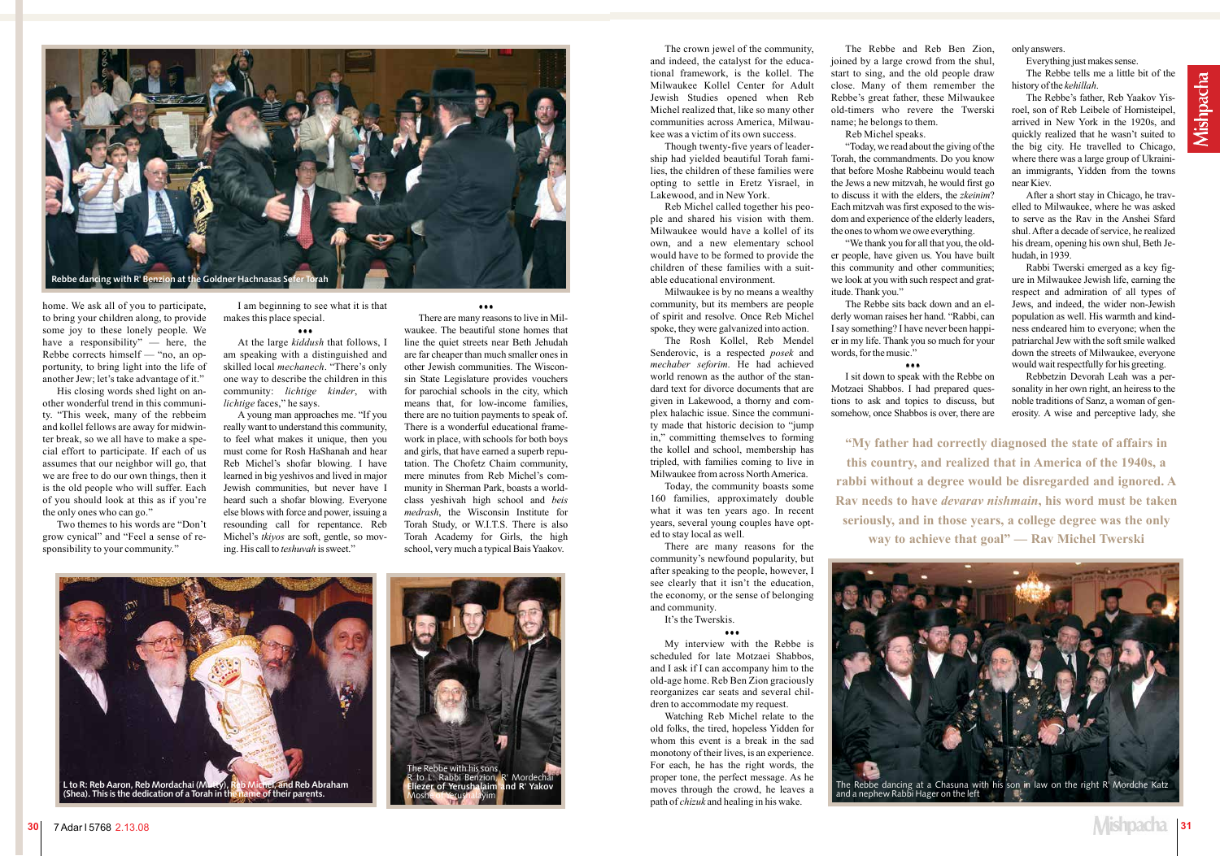Rebbe dancing with R' Benzion at the Goldner Hachnasas Sefer Torah

home. We ask all of you to participate, to bring your children along, to provide some joy to these lonely people. We have a responsibility" — here, the Rebbe corrects himself — "no, an opportunity, to bring light into the life of another Jew; let's take advantage of it."

His closing words shed light on another wonderful trend in this community. "This week, many of the rebbeim and kollel fellows are away for midwinter break, so we all have to make a special effort to participate. If each of us assumes that our neighbor will go, that we are free to do our own things, then it is the old people who will suffer. Each of you should look at this as if you're the only ones who can go."

Two themes to his words are "Don't grow cynical" and "Feel a sense of responsibility to your community."

I am beginning to see what it is that makes this place special.

•••

At the large *kiddush* that follows, I am speaking with a distinguished and skilled local *mechanech*. "There's only one way to describe the children in this community: *lichtige kinder*, with *lichtige* faces," he says.

A young man approaches me. "If you really want to understand this community, to feel what makes it unique, then you must come for Rosh HaShanah and hear Reb Michel's shofar blowing. I have learned in big yeshivos and lived in major Jewish communities, but never have I heard such a shofar blowing. Everyone else blows with force and power, issuing a resounding call for repentance. Reb Michel's *tkiyos* are soft, gentle, so moving. His call to *teshuvah* is sweet."

•••

There are many reasons to live in Milwaukee. The beautiful stone homes that line the quiet streets near Beth Jehudah are far cheaper than much smaller ones in other Jewish communities. The Wisconsin State Legislature provides vouchers for parochial schools in the city, which means that, for low-income families, there are no tuition payments to speak of. There is a wonderful educational framework in place, with schools for both boys and girls, that have earned a superb reputation. The Chofetz Chaim community, mere minutes from Reb Michel's community in Sherman Park, boasts a world-class yeshivah high school and *beis medrash*, the Wisconsin Institute for Torah Study, or W.I.T.S. There is also Torah Academy for Girls, the high school, very much a typical Bais Yaakov.

L to R: Reb Aaron, Reb Mordachai (Motty), Reb Michel, and Reb Abraham (Shea). This is the dedication of a Torah in the name of their parents.

The Rebbe with his sons R' to L: Rabbi Benzion, R' Mordechai Eliezer of Yerushalaim and R' Yakov Moshe of Yerushalayim

The crown jewel of the community, and indeed, the catalyst for the educational framework, is the kollel. The Milwaukee Kollel Center for Adult Jewish Studies opened when Reb Michel realized that, like so many other communities across America, Milwaukee was a victim of its own success.

Though twenty-five years of leadership had yielded beautiful Torah families, the children of these families were opting to settle in Eretz Yisrael, in Lakewood, and in New York.

Reb Michel called together his people and shared his vision with them. Milwaukee would have a kollel of its own, and a new elementary school would have to be formed to provide the children of these families with a suitable educational environment.

Milwaukee is by no means a wealthy community, but its members are people of spirit and resolve. Once Reb Michel spoke, they were galvanized into action.

The Rosh Kollel, Reb Mendel Senderovic, is a respected *posek* and *mechaber seforim*. He had achieved world renown as the author of the standard text for divorce documents that are given in Lakewood, a thorny and complex halachic issue. Since the community made that historic decision to "jump in," committing themselves to forming the kollel and school, membership has tripled, with families coming to live in Milwaukee from across North America.

Today, the community boasts some 160 families, approximately double what it was ten years ago. In recent years, several young couples have opted to stay local as well.

There are many reasons for the community's newfound popularity, but after speaking to the people, however, I see clearly that it isn't the education, the economy, or the sense of belonging and community.

It's the Twerskis.

•••

My interview with the Rebbe is scheduled for late Motzaei Shabbos, and I ask if I can accompany him to the old-age home. Reb Ben Zion graciously reorganizes car seats and several children to accommodate my request.

Watching Reb Michel relate to the old folks, the tired, hopeless Yidden for whom this event is a break in the sad monotony of their lives, is an experience. For each, he has the right words, the proper tone, the perfect message. As he moves through the crowd, he leaves a path of *chizuk* and healing in his wake.

The Rebbe and Reb Ben Zion, joined by a large crowd from the shul, start to sing, and the old people draw close. Many of them remember the Rebbe's great father, these Milwaukee old-timers who revere the Twerski name; he belongs to them.

Reb Michel speaks.

"Today, we read about the giving of the Torah, the commandments. Do you know that before Moshe Rabbeinu would teach the Jews a new mitzvah, he would first go to discuss it with the elders, the *zkeinim*? Each mitzvah was first exposed to the wisdom and experience of the elderly leaders, the ones to whom we owe everything.

"We thank you for all that you, the older people, have given us. You have built this community and other communities; we look at you with such respect and gratitude. Thank you."

The Rebbe sits back down and an elderly woman raises her hand. "Rabbi, can I say something? I have never been happier in my life. Thank you so much for your words, for the music."

•••

I sit down to speak with the Rebbe on Motzaei Shabbos. I had prepared questions to ask and topics to discuss, but somehow, once Shabbos is over, there are only answers.

Everything just makes sense.

The Rebbe tells me a little bit of the history of the *kehillah*.

The Rebbe's father, Reb Yaakov Yisroel, son of Reb Leibele of Hornisteipel, arrived in New York in the 1920s, and quickly realized that he wasn't suited to the big city. He travelled to Chicago, where there was a large group of Ukrainian immigrants, Yidden from the towns near Kiev.

After a short stay in Chicago, he travelled to Milwaukee, where he was asked to serve as the Rav in the Anshei Sfard shul. After a decade of service, he realized his dream, opening his own shul, Beth Jehudah, in 1939.

Rabbi Twerski emerged as a key figure in Milwaukee Jewish life, earning the respect and admiration of all types of Jews, and indeed, the wider non-Jewish population as well. His warmth and kindness endeared him to everyone; when the patriarchal Jew with the soft smile walked down the streets of Milwaukee, everyone would wait respectfully for his greeting.

Rebbetzin Devorah Leah was a personality in her own right, an heiress to the noble traditions of Sanz, a woman of generosity. A wise and perceptive lady, she

**"My father had correctly diagnosed the state of affairs in this country, and realized that in America of the 1940s, a rabbi without a degree would be disregarded and ignored. A Rav needs to have *devarav nishmain*, his word must be taken seriously, and in those years, a college degree was the only way to achieve that goal" — Rav Michel Twerski**

The Rebbe dancing at a Chasuna with his son in law on the right R' Mordche Katz and a nephew Rabbi Hager on the left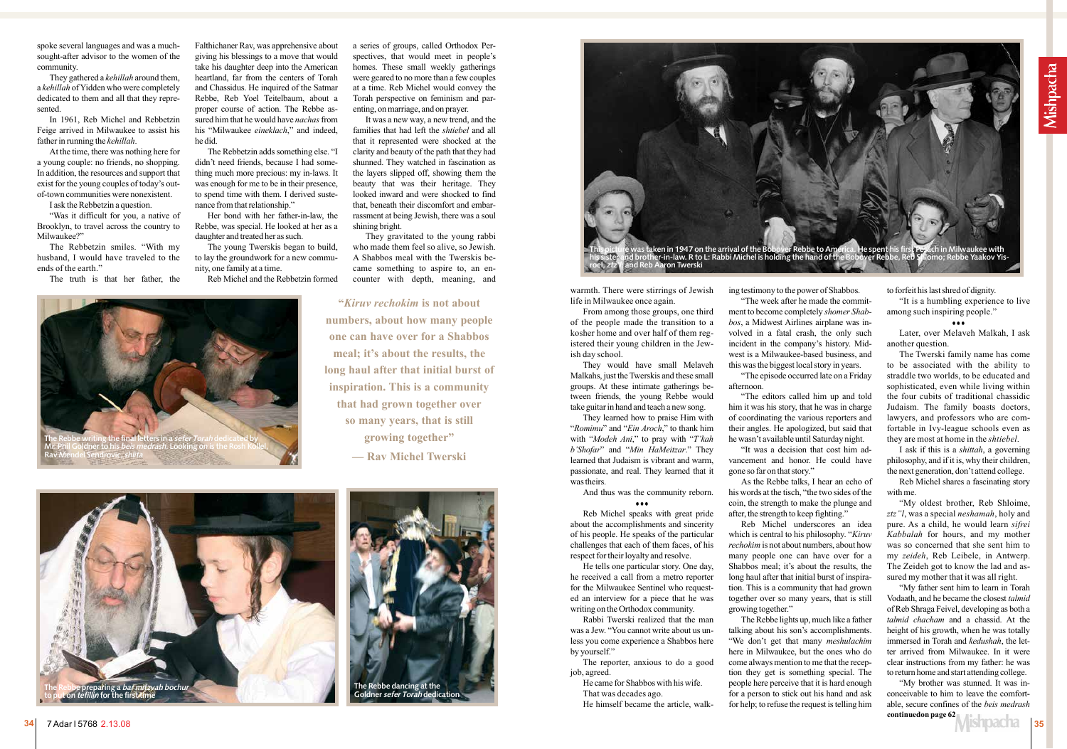spoke several languages and was a much-sought-after advisor to the women of the community.

They gathered a *kehillah* around them, a *kehillah* of Yidden who were completely dedicated to them and all that they represented.

In 1961, Reb Michel and Rebbetzin Feige arrived in Milwaukee to assist his father in running the *kehillah*.

At the time, there was nothing here for a young couple: no friends, no shopping. In addition, the resources and support that exist for the young couples of today's out-of-town communities were nonexistent.

I ask the Rebbetzin a question.

"Was it difficult for you, a native of Brooklyn, to travel across the country to Milwaukee?"

The Rebbetzin smiles. "With my husband, I would have traveled to the ends of the earth."

The truth is that her father, the Falthichaner Rav, was apprehensive about giving his blessings to a move that would take his daughter deep into the American heartland, far from the centers of Torah and Chassidus. He inquired of the Satmar Rebbe, Reb Yoel Teitelbaum, about a proper course of action. The Rebbe assured him that he would have *nachas* from his "Milwaukee *eineklach*," and indeed, he did.

The Rebbetzin adds something else. "I didn't need friends, because I had something much more precious: my in-laws. It was enough for me to be in their presence, to spend time with them. I derived sustenance from that relationship."

Her bond with her father-in-law, the Rebbe, was special. He looked at her as a daughter and treated her as such.

The young Twerskis began to build, to lay the groundwork for a new community, one family at a time.

Reb Michel and the Rebbetzin formed a series of groups, called Orthodox Perspectives, that would meet in people's homes. These small weekly gatherings were geared to no more than a few couples at a time. Reb Michel would convey the Torah perspective on feminism and parenting, on marriage, and on prayer.

It was a new way, a new trend, and the families that had left the *shtiebel* and all that it represented were shocked at the clarity and beauty of the path that they had shunned. They watched in fascination as the layers slipped off, showing them the beauty that was their heritage. They looked inward and were shocked to find that, beneath their discomfort and embarrassment at being Jewish, there was a soul shining bright.

They gravitated to the young rabbi who made them feel so alive, so Jewish. A Shabbos meal with the Twerskis became something to aspire to, an encounter with depth, meaning, and warmth. There were stirrings of Jewish life in Milwaukee once again.

From among those groups, one third of the people made the transition to a kosher home and over half of them registered their young children in the Jewish day school.

They would have small Melaveh Malkahs, just the Twerskis and these small groups. At these intimate gatherings between friends, the young Rebbe would take guitar in hand and teach a new song.

They learned how to praise Him with "*Romimu*" and "*Ein Aroch*," to thank him with "*Modeh Ani*," to pray with "*T'kah b'Shofar*" and "*Min HaMeitzar*." They learned that Judaism is vibrant and warm, passionate, and real. They learned that it was theirs.

And thus was the community reborn.

•••

Reb Michel speaks with great pride about the accomplishments and sincerity of his people. He speaks of the particular challenges that each of them faces, of his respect for their loyalty and resolve.

He tells one particular story. One day, he received a call from a metro reporter for the Milwaukee Sentinel who requested an interview for a piece that he was writing on the Orthodox community.

Rabbi Twerski realized that the man was a Jew. "You cannot write about us unless you come experience a Shabbos here by yourself."

The reporter, anxious to do a good job, agreed.

He came for Shabbos with his wife.

That was decades ago.

He himself became the article, walking testimony to the power of Shabbos.

"The week after he made the commitment to become completely *shomer Shabbos*, a Midwest Airlines airplane was involved in a fatal crash, the only such incident in the company's history. Midwest is a Milwaukee-based business, and this was the biggest local story in years.

"The episode occurred late on a Friday afternoon.

"The editors called him up and told him it was his story, that he was in charge of coordinating the various reporters and their angles. He apologized, but said that he wasn't available until Saturday night.

"It was a decision that cost him advancement and honor. He could have gone so far on that story."

As the Rebbe talks, I hear an echo of his words at the tisch, "the two sides of the coin, the strength to make the plunge and after, the strength to keep fighting."

Reb Michel underscores an idea which is central to his philosophy. "*Kiruv rechokim* is not about numbers, about how many people one can have over for a Shabbos meal; it's about the results, the long haul after that initial burst of inspiration. This is a community that had grown together over so many years, that is still growing together."

The Rebbe lights up, much like a father talking about his son's accomplishments. "We don't get that many *meshulachim* here in Milwaukee, but the ones who do come always mention to me that the reception they get is something special. The people here perceive that it is hard enough for a person to stick out his hand and ask for help; to refuse the request is telling him to forfeit his last shred of dignity.

"It is a humbling experience to live among such inspiring people."

•••

Later, over Melaveh Malkah, I ask another question.

The Twerski family name has come to be associated with the ability to straddle two worlds, to be educated and sophisticated, even while living within the four cubits of traditional chassidic Judaism. The family boasts doctors, lawyers, and professors who are comfortable in Ivy-league schools even as they are most at home in the *shtiebel*.

I ask if this is a *shittah*, a governing philosophy, and if it is, why their children, the next generation, don't attend college.

Reb Michel shares a fascinating story with me.

"My oldest brother, Reb Shloime, *ztz"l*, was a special *neshamah*, holy and pure. As a child, he would learn *sifrei Kabbalah* for hours, and my mother was so concerned that she sent him to my *zeideh*, Reb Leibele, in Antwerp. The Zeideh got to know the lad and assured my mother that it was all right.

"My father sent him to learn in Torah Vodaath, and he became the closest *talmid* of Reb Shraga Feivel, developing as both a *talmid chacham* and a chassid. At the height of his growth, when he was totally immersed in Torah and *kedushah*, the letter arrived from Milwaukee. In it were clear instructions from my father: he was to return home and start attending college.

"My brother was stunned. It was inconceivable to him to leave the comfortable, secure confines of the *beis medrash*

**continued on page 62**

**"*Kiruv rechokim* is not about numbers, about how many people one can have over for a Shabbos meal; it's about the results, the long haul after that initial burst of inspiration. This is a community that had grown together over so many years, that is still growing together"**

**— Rav Michel Twerski**

This picture was taken in 1947 on the arrival of the Bobover Rebbe to America. He spent his first Pesach in Milwaukee with his sister and brother-in-law. R to L: Rabbi Michel is holding the hand of the Bobover Rebbe, Reb Shlomo; Rebbe Yaakov Yisroel, ztz"l; and Reb Aaron Twerski

The Rebbe writing the final letters in a *sefer Torah* dedicated by Mr. Phil Goldner to his *beis medrash*. Looking on is the Rosh Kollel, Rav Mendel Sendrovic, *shlita*

The Rebbe preparing a *bar mitzvah bochur* to put on *tefillin* for the first time

The Rebbe dancing at the Goldner *sefer Torah* dedication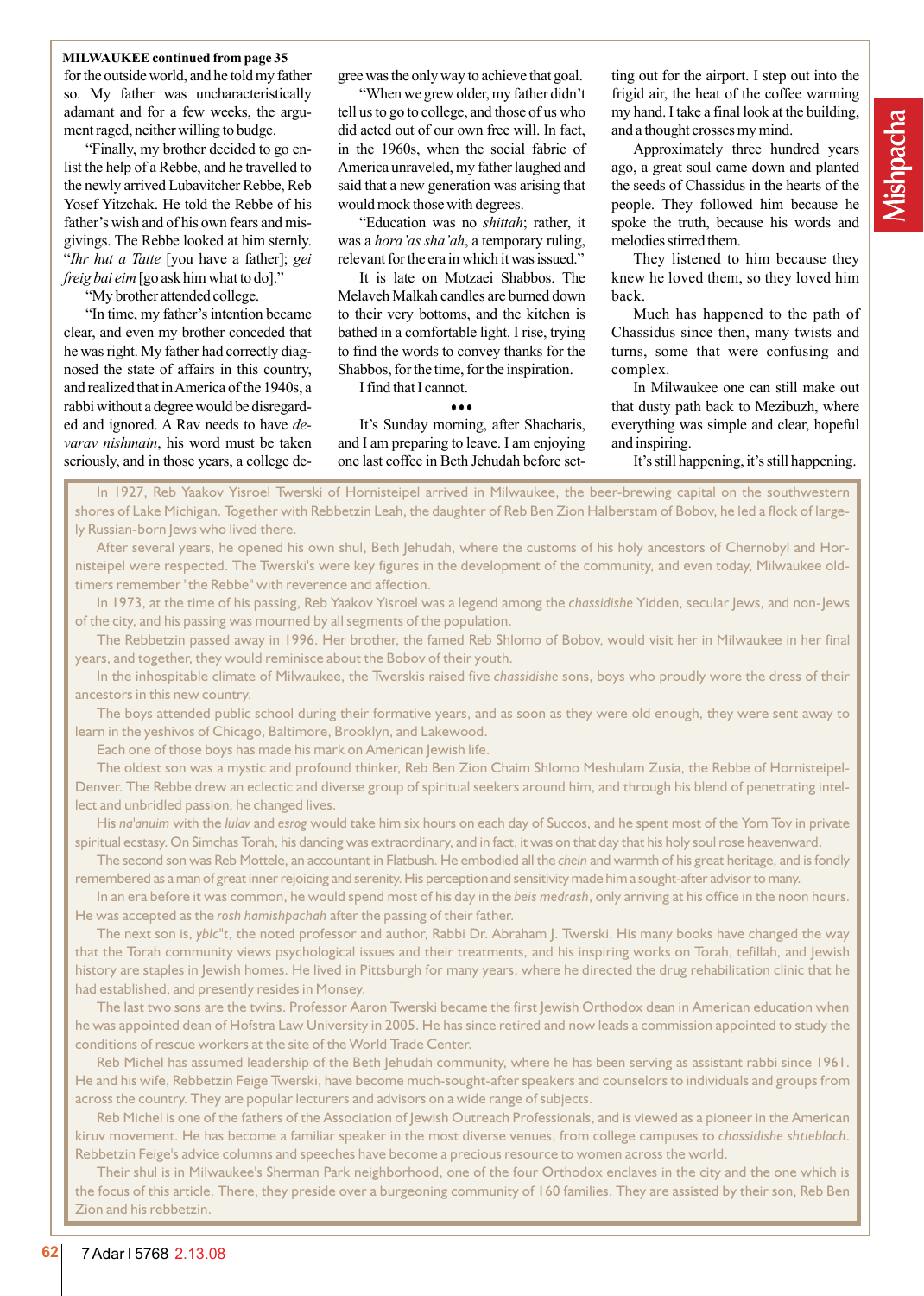**MILWAUKEE continued from page 35**

for the outside world, and he told my father so. My father was uncharacteristically adamant and for a few weeks, the argument raged, neither willing to budge.

"Finally, my brother decided to go enlist the help of a Rebbe, and he travelled to the newly arrived Lubavitcher Rebbe, Reb Yosef Yitzchak. He told the Rebbe of his father's wish and of his own fears and misgivings. The Rebbe looked at him sternly. "*Ihr hut a Tatte* [you have a father]; *gei freig bai eim* [go ask him what to do]."

"My brother attended college.

"In time, my father's intention became clear, and even my brother conceded that he was right. My father had correctly diagnosed the state of affairs in this country, and realized that in America of the 1940s, a rabbi without a degree would be disregarded and ignored. A Rav needs to have *devarav nishmain*, his word must be taken seriously, and in those years, a college degree was the only way to achieve that goal.

"When we grew older, my father didn't tell us to go to college, and those of us who did acted out of our own free will. In fact, in the 1960s, when the social fabric of America unraveled, my father laughed and said that a new generation was arising that would mock those with degrees.

"Education was no *shittah*; rather, it was a *hora'as sha'ah*, a temporary ruling, relevant for the era in which it was issued."

It is late on Motzaei Shabbos. The Melaveh Malkah candles are burned down to their very bottoms, and the kitchen is bathed in a comfortable light. I rise, trying to find the words to convey thanks for the Shabbos, for the inspiration.

I find that I cannot.

•••

It's Sunday morning, after Shacharis, and I am preparing to leave. I am enjoying one last coffee in Beth Jehudah before setting out for the airport. I step out into the frigid air, the heat of the coffee warming my hand. I take a final look at the building, and a thought crosses my mind.

Approximately three hundred years ago, a great soul came down and planted the seeds of Chassidus in the hearts of the people. They followed him because he spoke the truth, because his words and melodies stirred them.

They listened to him because they knew he loved them, so they loved him back.

Much has happened to the path of Chassidus since then, many twists and turns, some that were confusing and complex.

In Milwaukee one can still make out that dusty path back to Mezibuzh, where everything was simple and clear, hopeful and inspiring.

It's still happening, it's still happening.

---

In 1927, Reb Yaakov Yisroel Twerski of Hornisteipel arrived in Milwaukee, the beer-brewing capital on the southwestern shores of Lake Michigan. Together with Rebbetzin Leah, the daughter of Reb Ben Zion Halberstam of Bobov, he led a flock of largely Russian-born Jews who lived there.

After several years, he opened his own shul, Beth Jehudah, where the customs of his holy ancestors of Chernobyl and Hornisteipel were respected. The Twerski's were key figures in the development of the community, and even today, Milwaukee oldtimers remember "the Rebbe" with reverence and affection.

In 1973, at the time of his passing, Reb Yaakov Yisroel was a legend among the *chassidishe* Yidden, secular Jews, and non-Jews of the city, and his passing was mourned by all segments of the population.

The Rebbetzin passed away in 1996. Her brother, the famed Reb Shlomo of Bobov, would visit her in Milwaukee in her final years, and together, they would reminisce about the Bobov of their youth.

In the inhospitable climate of Milwaukee, the Twerskis raised five *chassidishe* sons, boys who proudly wore the dress of their ancestors in this new country.

The boys attended public school during their formative years, and as soon as they were old enough, they were sent away to learn in the yeshivos of Chicago, Baltimore, Brooklyn, and Lakewood.

Each one of those boys has made his mark on American Jewish life.

The oldest son was a mystic and profound thinker, Reb Ben Zion Chaim Shlomo Meshulam Zusia, the Rebbe of Hornisteipel-Denver. The Rebbe drew an eclectic and diverse group of spiritual seekers around him, and through his blend of penetrating intellect and unbridled passion, he changed lives.

His *na'anuim* with the *lulav* and *esrog* would take him six hours on each day of Succos, and he spent most of the Yom Tov in private spiritual ecstasy. On Simchas Torah, his dancing was extraordinary, and in fact, it was on that day that his holy soul rose heavenward.

The second son was Reb Mottele, an accountant in Flatbush. He embodied all the *chein* and warmth of his great heritage, and is fondly remembered as a man of great inner rejoicing and serenity. His perception and sensitivity made him a sought-after advisor to many.

In an era before it was common, he would spend most of his day in the *beis medrash*, only arriving at his office in the noon hours. He was accepted as the *rosh hamishpachah* after the passing of their father.

The next son is, *yblc"t*, the noted professor and author, Rabbi Dr. Abraham J. Twerski. His many books have changed the way that the Torah community views psychological issues and their treatments, and his inspiring works on Torah, tefillah, and Jewish history are staples in Jewish homes. He lived in Pittsburgh for many years, where he directed the drug rehabilitation clinic that he had established, and presently resides in Monsey.

The last two sons are the twins. Professor Aaron Twerski became the first Jewish Orthodox dean in American education when he was appointed dean of Hofstra Law University in 2005. He has since retired and now leads a commission appointed to study the conditions of rescue workers at the site of the World Trade Center.

Reb Michel has assumed leadership of the Beth Jehudah community, where he has been serving as assistant rabbi since 1961. He and his wife, Rebbetzin Feige Twerski, have become much-sought-after speakers and counselors to individuals and groups from across the country. They are popular lecturers and advisors on a wide range of subjects.

Reb Michel is one of the fathers of the Association of Jewish Outreach Professionals, and is viewed as a pioneer in the American kiruv movement. He has become a familiar speaker in the most diverse venues, from college campuses to *chassidishe shtieblach*. Rebbetzin Feige's advice columns and speeches have become a precious resource to women across the world.

Their shul is in Milwaukee's Sherman Park neighborhood, one of the four Orthodox enclaves in the city and the one which is the focus of this article. There, they preside over a burgeoning community of 160 families. They are assisted by their son, Reb Ben Zion and his rebbetzin.